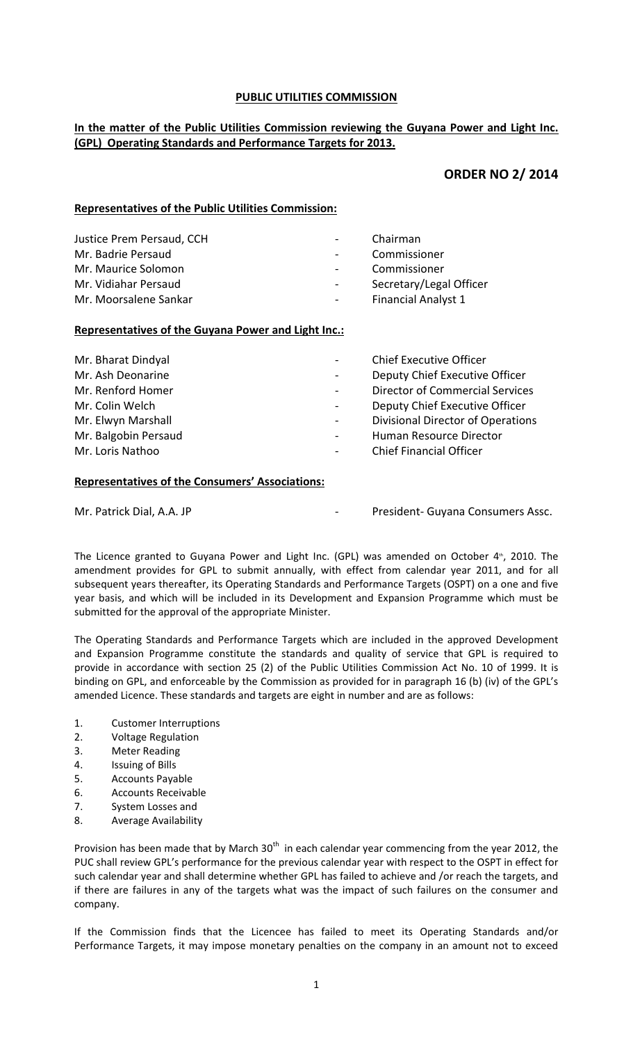**PUBLIC UTILITIES COMMISSION**

**In the matter of the Public Utilities Commission reviewing the Guyana Power and Light Inc. (GPL) Operating Standards and Performance Targets for 2013.**

## ORDER NO 2/ 2014

**Representatives of the Public Utilities Commission:**

| | | |
|---|---|---|
| Justice Prem Persaud, CCH | - | Chairman |
| Mr. Badrie Persaud | - | Commissioner |
| Mr. Maurice Solomon | - | Commissioner |
| Mr. Vidiahar Persaud | - | Secretary/Legal Officer |
| Mr. Moorsalene Sankar | - | Financial Analyst 1 |

**Representatives of the Guyana Power and Light Inc.:**

| | | |
|---|---|---|
| Mr. Bharat Dindyal | - | Chief Executive Officer |
| Mr. Ash Deonarine | - | Deputy Chief Executive Officer |
| Mr. Renford Homer | - | Director of Commercial Services |
| Mr. Colin Welch | - | Deputy Chief Executive Officer |
| Mr. Elwyn Marshall | - | Divisional Director of Operations |
| Mr. Balgobin Persaud | - | Human Resource Director |
| Mr. Loris Nathoo | - | Chief Financial Officer |

**Representatives of the Consumers' Associations:**

| | | |
|---|---|---|
| Mr. Patrick Dial, A.A. JP | - | President- Guyana Consumers Assc. |

The Licence granted to Guyana Power and Light Inc. (GPL) was amended on October 4th, 2010. The amendment provides for GPL to submit annually, with effect from calendar year 2011, and for all subsequent years thereafter, its Operating Standards and Performance Targets (OSPT) on a one and five year basis, and which will be included in its Development and Expansion Programme which must be submitted for the approval of the appropriate Minister.

The Operating Standards and Performance Targets which are included in the approved Development and Expansion Programme constitute the standards and quality of service that GPL is required to provide in accordance with section 25 (2) of the Public Utilities Commission Act No. 10 of 1999. It is binding on GPL, and enforceable by the Commission as provided for in paragraph 16 (b) (iv) of the GPL's amended Licence. These standards and targets are eight in number and are as follows:

1. Customer Interruptions
2. Voltage Regulation
3. Meter Reading
4. Issuing of Bills
5. Accounts Payable
6. Accounts Receivable
7. System Losses and
8. Average Availability

Provision has been made that by March 30th in each calendar year commencing from the year 2012, the PUC shall review GPL's performance for the previous calendar year with respect to the OSPT in effect for such calendar year and shall determine whether GPL has failed to achieve and /or reach the targets, and if there are failures in any of the targets what was the impact of such failures on the consumer and company.

If the Commission finds that the Licencee has failed to meet its Operating Standards and/or Performance Targets, it may impose monetary penalties on the company in an amount not to exceed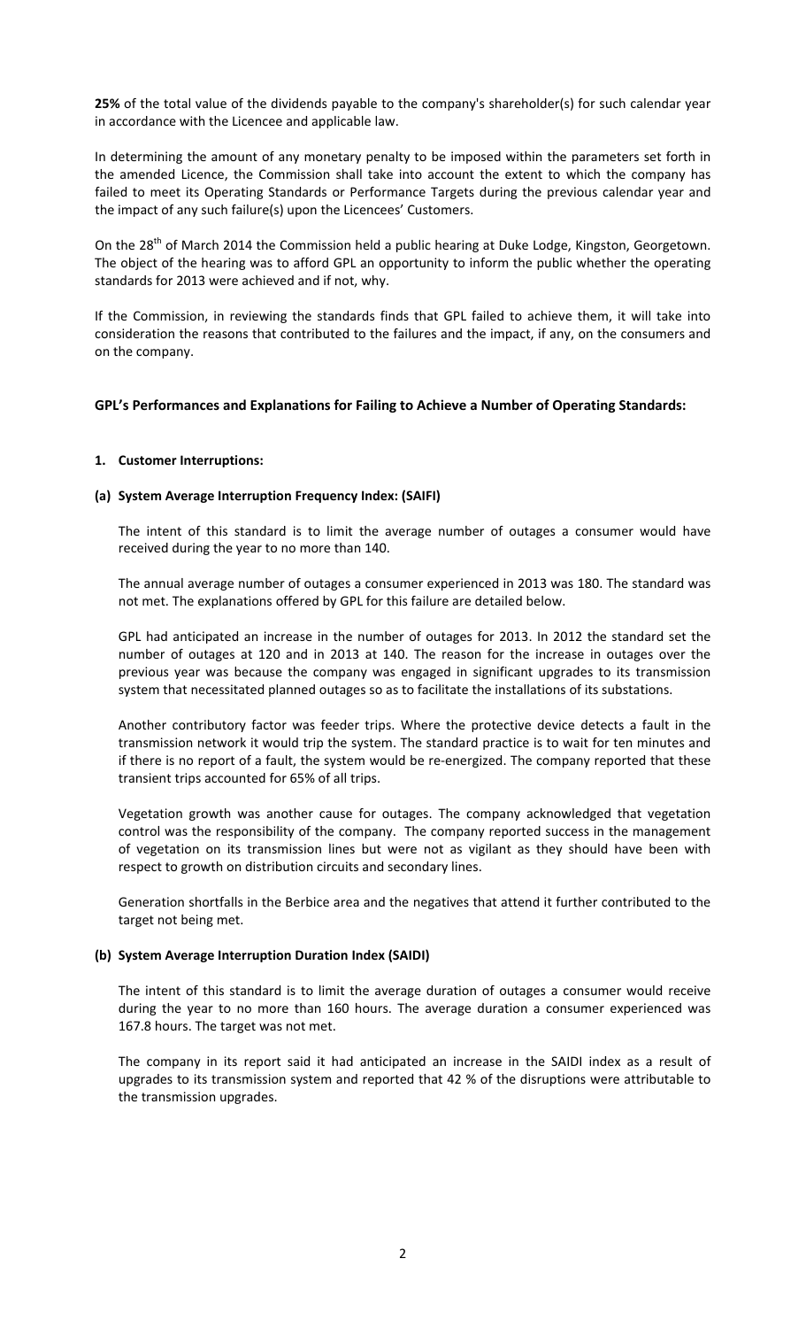**25%** of the total value of the dividends payable to the company's shareholder(s) for such calendar year in accordance with the Licencee and applicable law.

In determining the amount of any monetary penalty to be imposed within the parameters set forth in the amended Licence, the Commission shall take into account the extent to which the company has failed to meet its Operating Standards or Performance Targets during the previous calendar year and the impact of any such failure(s) upon the Licencees' Customers.

On the 28th of March 2014 the Commission held a public hearing at Duke Lodge, Kingston, Georgetown. The object of the hearing was to afford GPL an opportunity to inform the public whether the operating standards for 2013 were achieved and if not, why.

If the Commission, in reviewing the standards finds that GPL failed to achieve them, it will take into consideration the reasons that contributed to the failures and the impact, if any, on the consumers and on the company.

### GPL's Performances and Explanations for Failing to Achieve a Number of Operating Standards:

#### 1. Customer Interruptions:

#### (a) System Average Interruption Frequency Index: (SAIFI)

The intent of this standard is to limit the average number of outages a consumer would have received during the year to no more than 140.

The annual average number of outages a consumer experienced in 2013 was 180. The standard was not met. The explanations offered by GPL for this failure are detailed below.

GPL had anticipated an increase in the number of outages for 2013. In 2012 the standard set the number of outages at 120 and in 2013 at 140. The reason for the increase in outages over the previous year was because the company was engaged in significant upgrades to its transmission system that necessitated planned outages so as to facilitate the installations of its substations.

Another contributory factor was feeder trips. Where the protective device detects a fault in the transmission network it would trip the system. The standard practice is to wait for ten minutes and if there is no report of a fault, the system would be re-energized. The company reported that these transient trips accounted for 65% of all trips.

Vegetation growth was another cause for outages. The company acknowledged that vegetation control was the responsibility of the company. The company reported success in the management of vegetation on its transmission lines but were not as vigilant as they should have been with respect to growth on distribution circuits and secondary lines.

Generation shortfalls in the Berbice area and the negatives that attend it further contributed to the target not being met.

#### (b) System Average Interruption Duration Index (SAIDI)

The intent of this standard is to limit the average duration of outages a consumer would receive during the year to no more than 160 hours. The average duration a consumer experienced was 167.8 hours. The target was not met.

The company in its report said it had anticipated an increase in the SAIDI index as a result of upgrades to its transmission system and reported that 42 % of the disruptions were attributable to the transmission upgrades.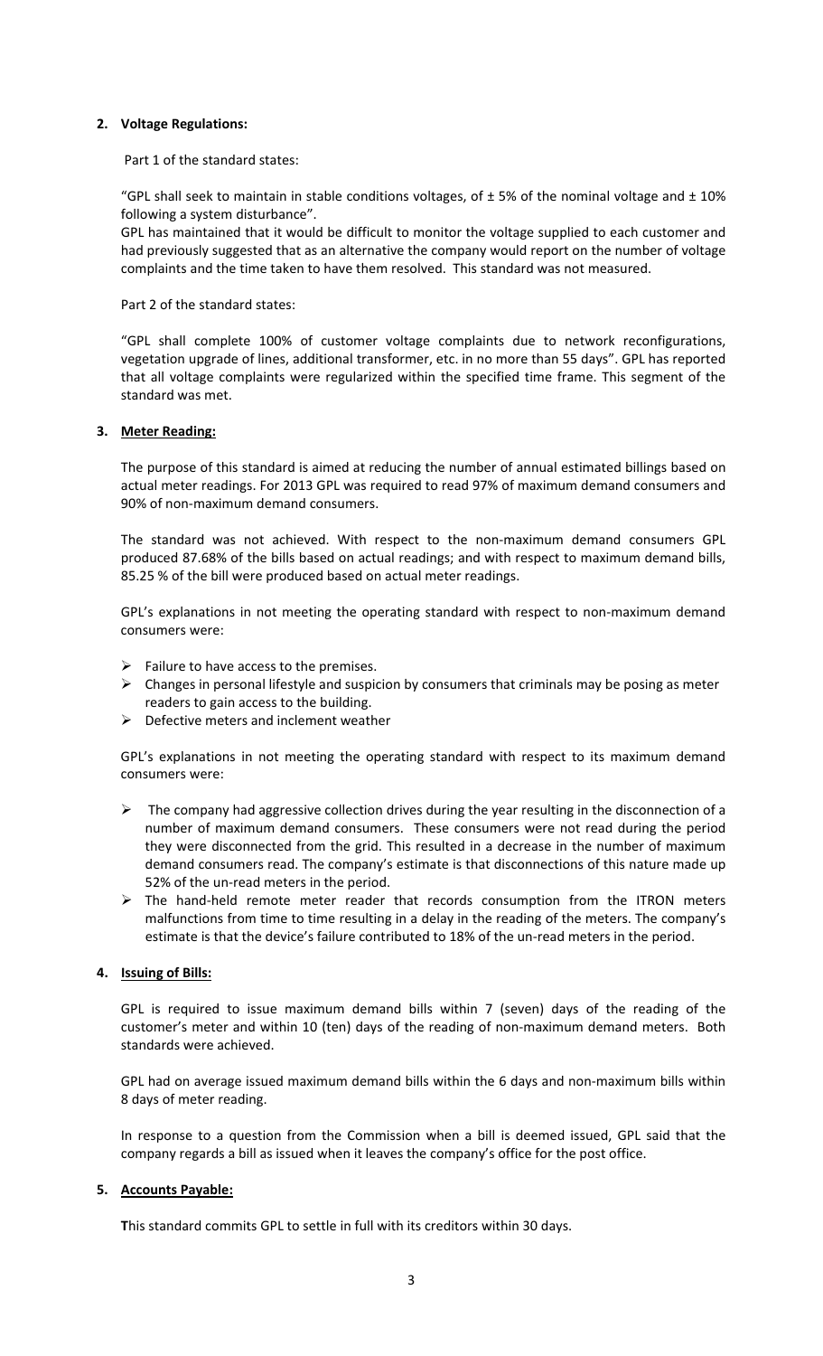**2. Voltage Regulations:**

Part 1 of the standard states:

"GPL shall seek to maintain in stable conditions voltages, of ± 5% of the nominal voltage and ± 10% following a system disturbance".

GPL has maintained that it would be difficult to monitor the voltage supplied to each customer and had previously suggested that as an alternative the company would report on the number of voltage complaints and the time taken to have them resolved. This standard was not measured.

Part 2 of the standard states:

"GPL shall complete 100% of customer voltage complaints due to network reconfigurations, vegetation upgrade of lines, additional transformer, etc. in no more than 55 days". GPL has reported that all voltage complaints were regularized within the specified time frame. This segment of the standard was met.

**3. <u>Meter Reading:</u>**

The purpose of this standard is aimed at reducing the number of annual estimated billings based on actual meter readings. For 2013 GPL was required to read 97% of maximum demand consumers and 90% of non-maximum demand consumers.

The standard was not achieved. With respect to the non-maximum demand consumers GPL produced 87.68% of the bills based on actual readings; and with respect to maximum demand bills, 85.25 % of the bill were produced based on actual meter readings.

GPL's explanations in not meeting the operating standard with respect to non-maximum demand consumers were:

- Failure to have access to the premises.
- Changes in personal lifestyle and suspicion by consumers that criminals may be posing as meter readers to gain access to the building.
- Defective meters and inclement weather

GPL's explanations in not meeting the operating standard with respect to its maximum demand consumers were:

- The company had aggressive collection drives during the year resulting in the disconnection of a number of maximum demand consumers. These consumers were not read during the period they were disconnected from the grid. This resulted in a decrease in the number of maximum demand consumers read. The company's estimate is that disconnections of this nature made up 52% of the un-read meters in the period.
- The hand-held remote meter reader that records consumption from the ITRON meters malfunctions from time to time resulting in a delay in the reading of the meters. The company's estimate is that the device's failure contributed to 18% of the un-read meters in the period.

**4. <u>Issuing of Bills:</u>**

GPL is required to issue maximum demand bills within 7 (seven) days of the reading of the customer's meter and within 10 (ten) days of the reading of non-maximum demand meters. Both standards were achieved.

GPL had on average issued maximum demand bills within the 6 days and non-maximum bills within 8 days of meter reading.

In response to a question from the Commission when a bill is deemed issued, GPL said that the company regards a bill as issued when it leaves the company's office for the post office.

**5. <u>Accounts Payable:</u>**

**T**his standard commits GPL to settle in full with its creditors within 30 days.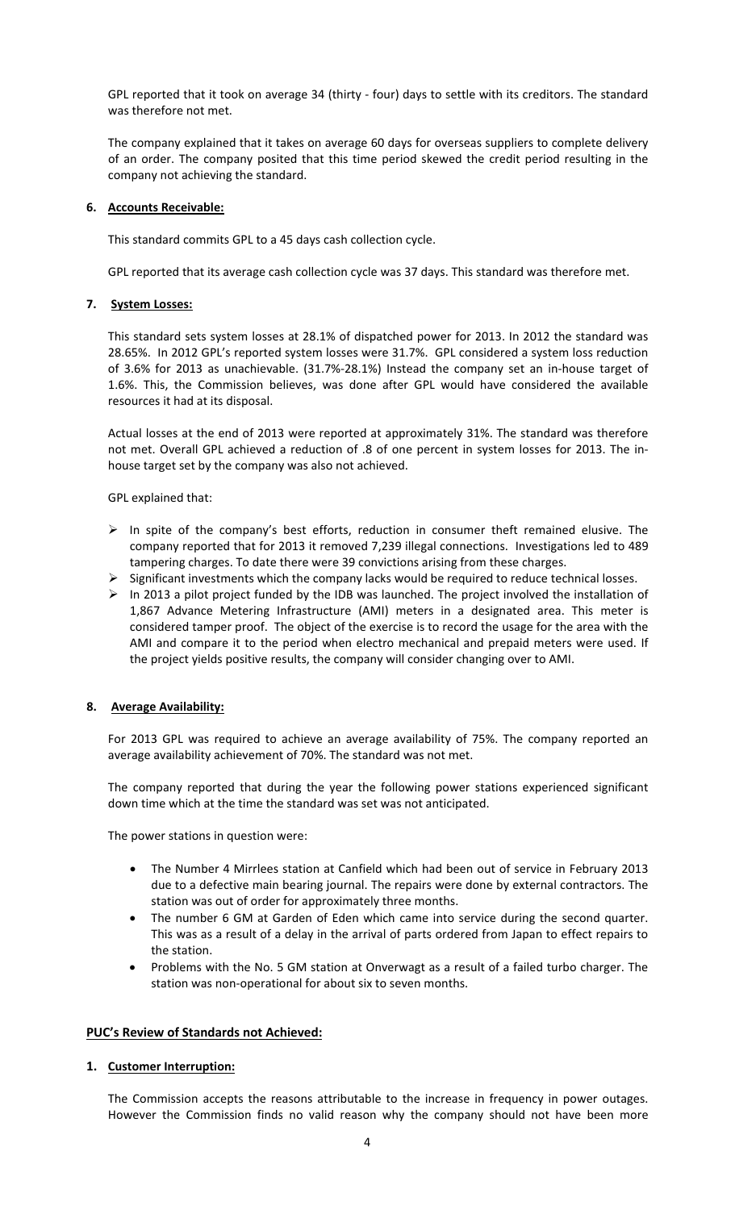GPL reported that it took on average 34 (thirty - four) days to settle with its creditors. The standard was therefore not met.

The company explained that it takes on average 60 days for overseas suppliers to complete delivery of an order. The company posited that this time period skewed the credit period resulting in the company not achieving the standard.

**6. Accounts Receivable:**

This standard commits GPL to a 45 days cash collection cycle.

GPL reported that its average cash collection cycle was 37 days. This standard was therefore met.

**7. System Losses:**

This standard sets system losses at 28.1% of dispatched power for 2013. In 2012 the standard was 28.65%. In 2012 GPL's reported system losses were 31.7%. GPL considered a system loss reduction of 3.6% for 2013 as unachievable. (31.7%-28.1%) Instead the company set an in-house target of 1.6%. This, the Commission believes, was done after GPL would have considered the available resources it had at its disposal.

Actual losses at the end of 2013 were reported at approximately 31%. The standard was therefore not met. Overall GPL achieved a reduction of .8 of one percent in system losses for 2013. The in-house target set by the company was also not achieved.

GPL explained that:

- In spite of the company's best efforts, reduction in consumer theft remained elusive. The company reported that for 2013 it removed 7,239 illegal connections. Investigations led to 489 tampering charges. To date there were 39 convictions arising from these charges.
- Significant investments which the company lacks would be required to reduce technical losses.
- In 2013 a pilot project funded by the IDB was launched. The project involved the installation of 1,867 Advance Metering Infrastructure (AMI) meters in a designated area. This meter is considered tamper proof. The object of the exercise is to record the usage for the area with the AMI and compare it to the period when electro mechanical and prepaid meters were used. If the project yields positive results, the company will consider changing over to AMI.

**8. Average Availability:**

For 2013 GPL was required to achieve an average availability of 75%. The company reported an average availability achievement of 70%. The standard was not met.

The company reported that during the year the following power stations experienced significant down time which at the time the standard was set was not anticipated.

The power stations in question were:

- The Number 4 Mirrlees station at Canfield which had been out of service in February 2013 due to a defective main bearing journal. The repairs were done by external contractors. The station was out of order for approximately three months.
- The number 6 GM at Garden of Eden which came into service during the second quarter. This was as a result of a delay in the arrival of parts ordered from Japan to effect repairs to the station.
- Problems with the No. 5 GM station at Onverwagt as a result of a failed turbo charger. The station was non-operational for about six to seven months.

**PUC's Review of Standards not Achieved:**

**1. Customer Interruption:**

The Commission accepts the reasons attributable to the increase in frequency in power outages. However the Commission finds no valid reason why the company should not have been more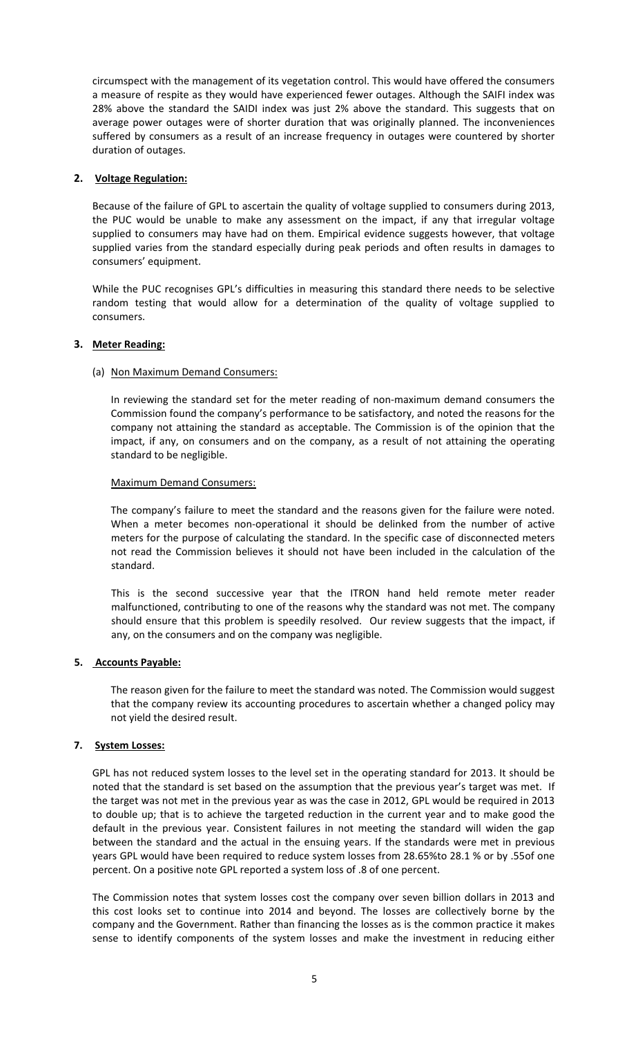circumspect with the management of its vegetation control. This would have offered the consumers a measure of respite as they would have experienced fewer outages. Although the SAIFI index was 28% above the standard the SAIDI index was just 2% above the standard. This suggests that on average power outages were of shorter duration that was originally planned. The inconveniences suffered by consumers as a result of an increase frequency in outages were countered by shorter duration of outages.

**2. Voltage Regulation:**

Because of the failure of GPL to ascertain the quality of voltage supplied to consumers during 2013, the PUC would be unable to make any assessment on the impact, if any that irregular voltage supplied to consumers may have had on them. Empirical evidence suggests however, that voltage supplied varies from the standard especially during peak periods and often results in damages to consumers' equipment.

While the PUC recognises GPL's difficulties in measuring this standard there needs to be selective random testing that would allow for a determination of the quality of voltage supplied to consumers.

**3. Meter Reading:**

(a) Non Maximum Demand Consumers:

In reviewing the standard set for the meter reading of non-maximum demand consumers the Commission found the company's performance to be satisfactory, and noted the reasons for the company not attaining the standard as acceptable. The Commission is of the opinion that the impact, if any, on consumers and on the company, as a result of not attaining the operating standard to be negligible.

Maximum Demand Consumers:

The company's failure to meet the standard and the reasons given for the failure were noted. When a meter becomes non-operational it should be delinked from the number of active meters for the purpose of calculating the standard. In the specific case of disconnected meters not read the Commission believes it should not have been included in the calculation of the standard.

This is the second successive year that the ITRON hand held remote meter reader malfunctioned, contributing to one of the reasons why the standard was not met. The company should ensure that this problem is speedily resolved. Our review suggests that the impact, if any, on the consumers and on the company was negligible.

**5. Accounts Payable:**

The reason given for the failure to meet the standard was noted. The Commission would suggest that the company review its accounting procedures to ascertain whether a changed policy may not yield the desired result.

**7. System Losses:**

GPL has not reduced system losses to the level set in the operating standard for 2013. It should be noted that the standard is set based on the assumption that the previous year's target was met. If the target was not met in the previous year as was the case in 2012, GPL would be required in 2013 to double up; that is to achieve the targeted reduction in the current year and to make good the default in the previous year. Consistent failures in not meeting the standard will widen the gap between the standard and the actual in the ensuing years. If the standards were met in previous years GPL would have been required to reduce system losses from 28.65%to 28.1 % or by .55of one percent. On a positive note GPL reported a system loss of .8 of one percent.

The Commission notes that system losses cost the company over seven billion dollars in 2013 and this cost looks set to continue into 2014 and beyond. The losses are collectively borne by the company and the Government. Rather than financing the losses as is the common practice it makes sense to identify components of the system losses and make the investment in reducing either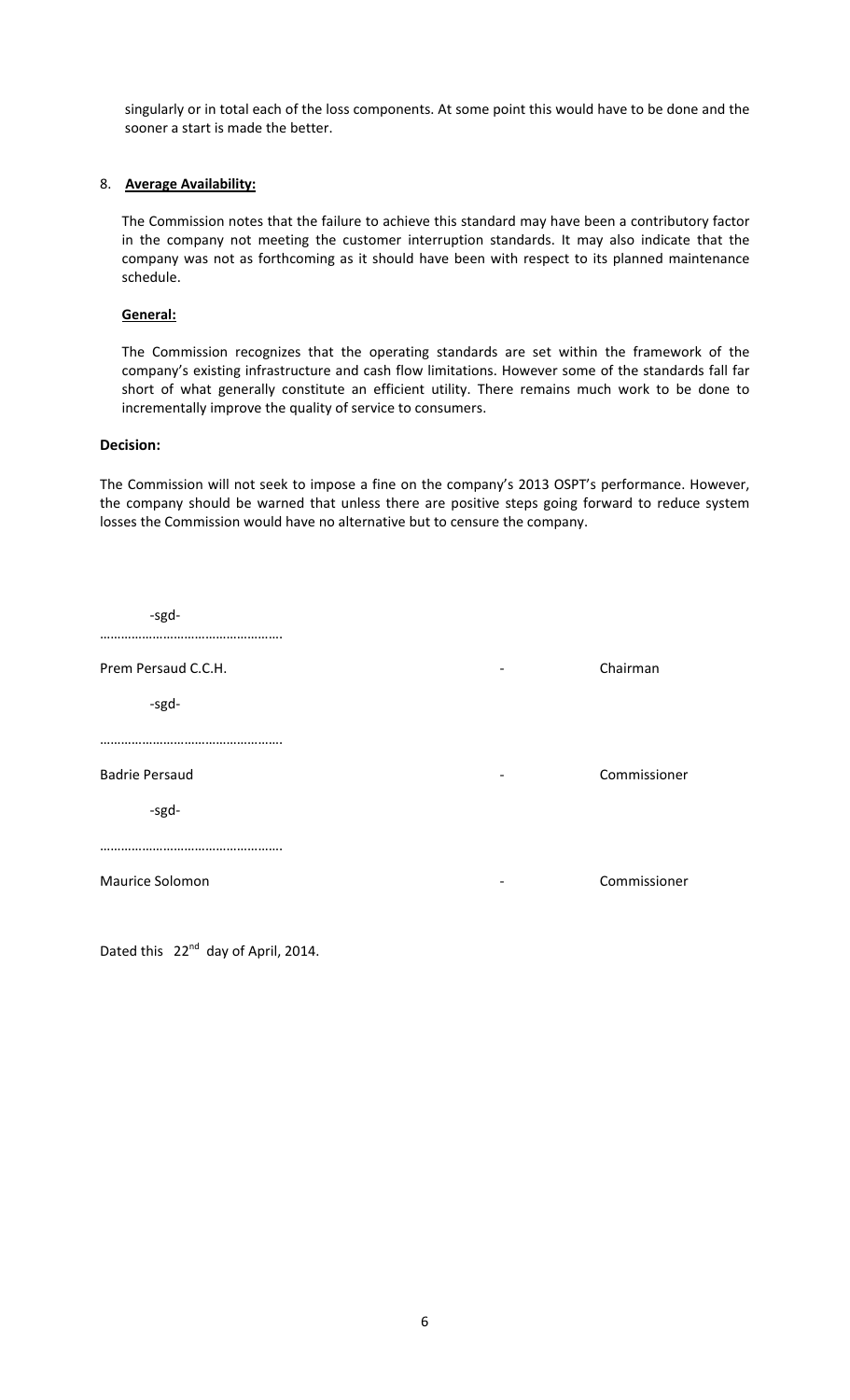singularly or in total each of the loss components. At some point this would have to be done and the sooner a start is made the better.

8. **Average Availability:**

The Commission notes that the failure to achieve this standard may have been a contributory factor in the company not meeting the customer interruption standards. It may also indicate that the company was not as forthcoming as it should have been with respect to its planned maintenance schedule.

**General:**

The Commission recognizes that the operating standards are set within the framework of the company's existing infrastructure and cash flow limitations. However some of the standards fall far short of what generally constitute an efficient utility. There remains much work to be done to incrementally improve the quality of service to consumers.

**Decision:**

The Commission will not seek to impose a fine on the company's 2013 OSPT's performance. However, the company should be warned that unless there are positive steps going forward to reduce system losses the Commission would have no alternative but to censure the company.

-sgd-

…………………………………………

Prem Persaud C.C.H. - Chairman

-sgd-

…………………………………………

Badrie Persaud - Commissioner

-sgd-

…………………………………………

Maurice Solomon - Commissioner

Dated this 22nd day of April, 2014.